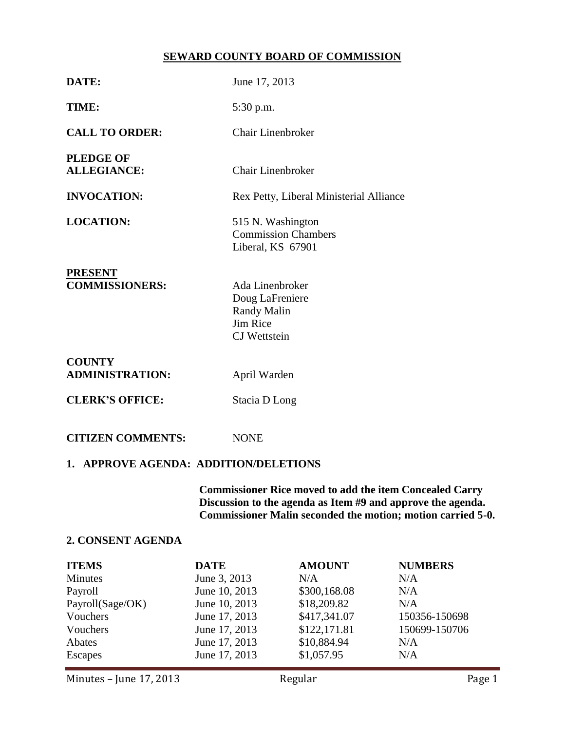# SEWARD COUNTY BOARD OF COMMISSION

**DATE:** June 17, 2013

**TIME:** 5:30 p.m.

**CALL TO ORDER:** Chair Linenbroker

**PLEDGE OF ALLEGIANCE:** Chair Linenbroker

**INVOCATION:** Rex Petty, Liberal Ministerial Alliance

**LOCATION:** 515 N. Washington
Commission Chambers
Liberal, KS 67901

**PRESENT COMMISSIONERS:**
Ada Linenbroker
Doug LaFreniere
Randy Malin
Jim Rice
CJ Wettstein

**COUNTY ADMINISTRATION:** April Warden

**CLERK'S OFFICE:** Stacia D Long

**CITIZEN COMMENTS:** NONE

## 1. APPROVE AGENDA: ADDITION/DELETIONS

**Commissioner Rice moved to add the item Concealed Carry Discussion to the agenda as Item #9 and approve the agenda. Commissioner Malin seconded the motion; motion carried 5-0.**

## 2. CONSENT AGENDA

| ITEMS | DATE | AMOUNT | NUMBERS |
|---|---|---|---|
| Minutes | June 3, 2013 | N/A | N/A |
| Payroll | June 10, 2013 | \$300,168.08 | N/A |
| Payroll(Sage/OK) | June 10, 2013 | \$18,209.82 | N/A |
| Vouchers | June 17, 2013 | \$417,341.07 | 150356-150698 |
| Vouchers | June 17, 2013 | \$122,171.81 | 150699-150706 |
| Abates | June 17, 2013 | \$10,884.94 | N/A |
| Escapes | June 17, 2013 | \$1,057.95 | N/A |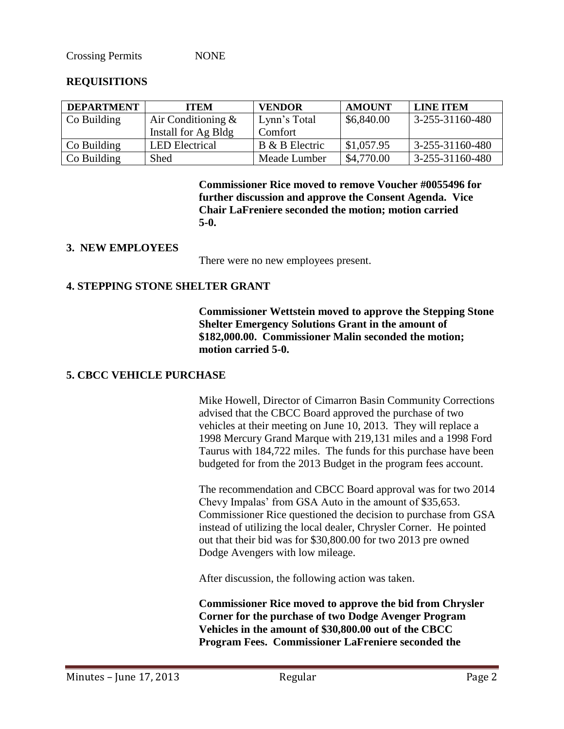Crossing Permits NONE

**REQUISITIONS**

| DEPARTMENT | ITEM | VENDOR | AMOUNT | LINE ITEM |
|---|---|---|---|---|
| Co Building | Air Conditioning & Install for Ag Bldg | Lynn's Total Comfort | $6,840.00 | 3-255-31160-480 |
| Co Building | LED Electrical | B & B Electric | $1,057.95 | 3-255-31160-480 |
| Co Building | Shed | Meade Lumber | $4,770.00 | 3-255-31160-480 |

**Commissioner Rice moved to remove Voucher #0055496 for further discussion and approve the Consent Agenda. Vice Chair LaFreniere seconded the motion; motion carried 5-0.**

**3. NEW EMPLOYEES**

There were no new employees present.

**4. STEPPING STONE SHELTER GRANT**

**Commissioner Wettstein moved to approve the Stepping Stone Shelter Emergency Solutions Grant in the amount of $182,000.00. Commissioner Malin seconded the motion; motion carried 5-0.**

**5. CBCC VEHICLE PURCHASE**

Mike Howell, Director of Cimarron Basin Community Corrections advised that the CBCC Board approved the purchase of two vehicles at their meeting on June 10, 2013. They will replace a 1998 Mercury Grand Marque with 219,131 miles and a 1998 Ford Taurus with 184,722 miles. The funds for this purchase have been budgeted for from the 2013 Budget in the program fees account.

The recommendation and CBCC Board approval was for two 2014 Chevy Impalas' from GSA Auto in the amount of $35,653. Commissioner Rice questioned the decision to purchase from GSA instead of utilizing the local dealer, Chrysler Corner. He pointed out that their bid was for $30,800.00 for two 2013 pre owned Dodge Avengers with low mileage.

After discussion, the following action was taken.

**Commissioner Rice moved to approve the bid from Chrysler Corner for the purchase of two Dodge Avenger Program Vehicles in the amount of $30,800.00 out of the CBCC Program Fees. Commissioner LaFreniere seconded the**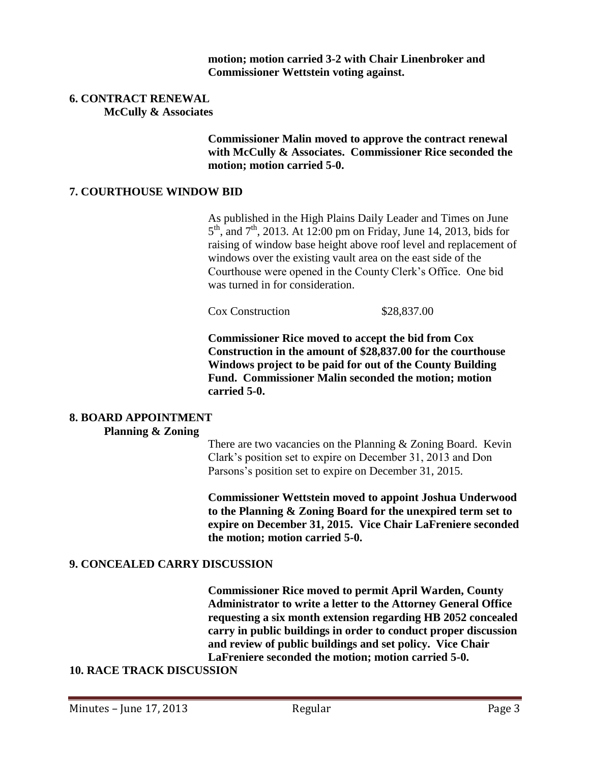**motion; motion carried 3-2 with Chair Linenbroker and Commissioner Wettstein voting against.**

## 6. CONTRACT RENEWAL

**McCully & Associates**

**Commissioner Malin moved to approve the contract renewal with McCully & Associates. Commissioner Rice seconded the motion; motion carried 5-0.**

## 7. COURTHOUSE WINDOW BID

As published in the High Plains Daily Leader and Times on June 5th, and 7th, 2013. At 12:00 pm on Friday, June 14, 2013, bids for raising of window base height above roof level and replacement of windows over the existing vault area on the east side of the Courthouse were opened in the County Clerk's Office. One bid was turned in for consideration.

Cox Construction $28,837.00

**Commissioner Rice moved to accept the bid from Cox Construction in the amount of $28,837.00 for the courthouse Windows project to be paid for out of the County Building Fund. Commissioner Malin seconded the motion; motion carried 5-0.**

## 8. BOARD APPOINTMENT

**Planning & Zoning**

There are two vacancies on the Planning & Zoning Board. Kevin Clark's position set to expire on December 31, 2013 and Don Parsons's position set to expire on December 31, 2015.

**Commissioner Wettstein moved to appoint Joshua Underwood to the Planning & Zoning Board for the unexpired term set to expire on December 31, 2015. Vice Chair LaFreniere seconded the motion; motion carried 5-0.**

## 9. CONCEALED CARRY DISCUSSION

**Commissioner Rice moved to permit April Warden, County Administrator to write a letter to the Attorney General Office requesting a six month extension regarding HB 2052 concealed carry in public buildings in order to conduct proper discussion and review of public buildings and set policy. Vice Chair LaFreniere seconded the motion; motion carried 5-0.**

## 10. RACE TRACK DISCUSSION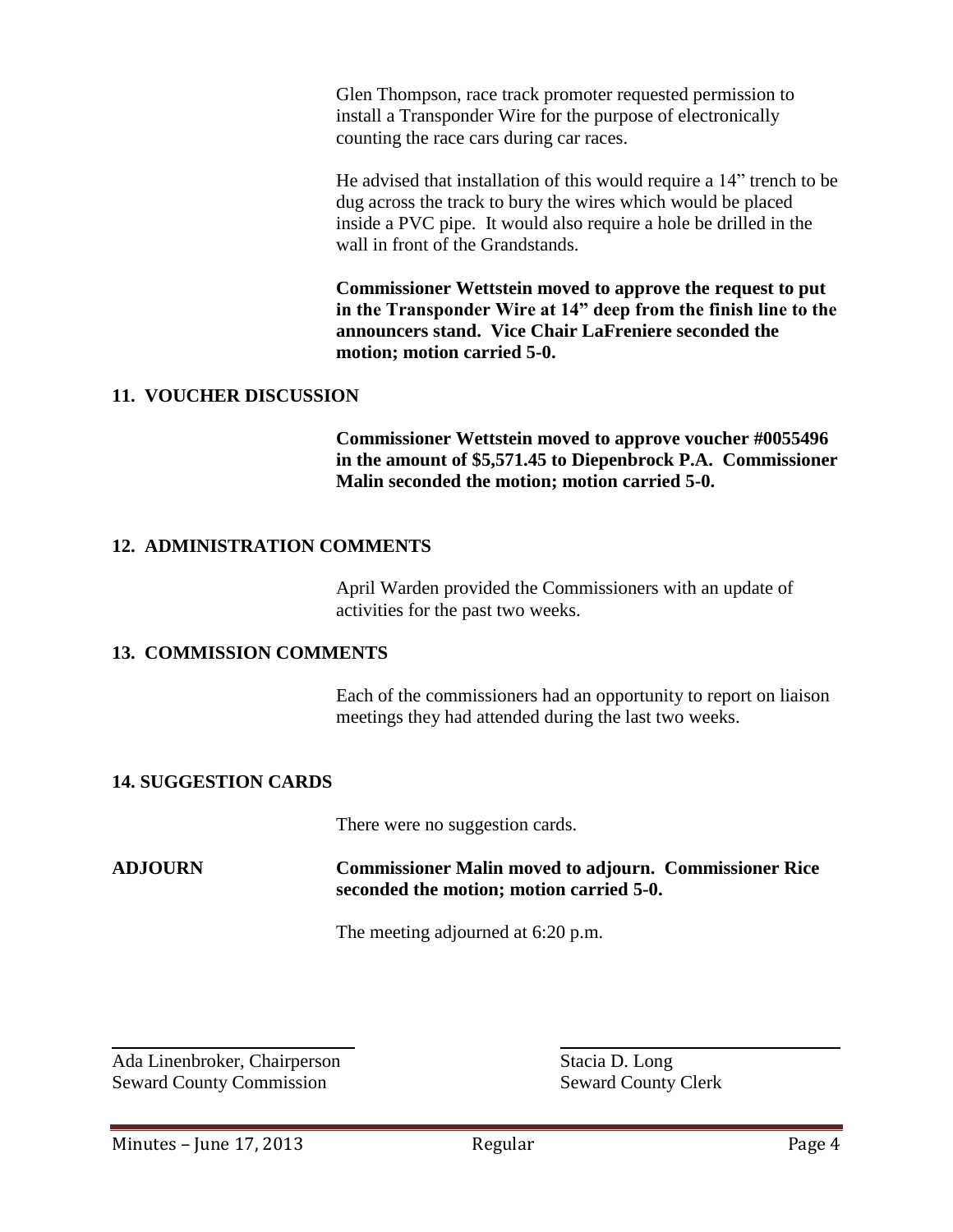Glen Thompson, race track promoter requested permission to install a Transponder Wire for the purpose of electronically counting the race cars during car races.

He advised that installation of this would require a 14" trench to be dug across the track to bury the wires which would be placed inside a PVC pipe. It would also require a hole be drilled in the wall in front of the Grandstands.

**Commissioner Wettstein moved to approve the request to put in the Transponder Wire at 14" deep from the finish line to the announcers stand. Vice Chair LaFreniere seconded the motion; motion carried 5-0.**

## 11. VOUCHER DISCUSSION

**Commissioner Wettstein moved to approve voucher #0055496 in the amount of $5,571.45 to Diepenbrock P.A. Commissioner Malin seconded the motion; motion carried 5-0.**

## 12. ADMINISTRATION COMMENTS

April Warden provided the Commissioners with an update of activities for the past two weeks.

## 13. COMMISSION COMMENTS

Each of the commissioners had an opportunity to report on liaison meetings they had attended during the last two weeks.

## 14. SUGGESTION CARDS

There were no suggestion cards.

**ADJOURN** **Commissioner Malin moved to adjourn. Commissioner Rice seconded the motion; motion carried 5-0.**

The meeting adjourned at 6:20 p.m.

Ada Linenbroker, Chairperson
Seward County Commission

Stacia D. Long
Seward County Clerk

Minutes – June 17, 2013 Regular